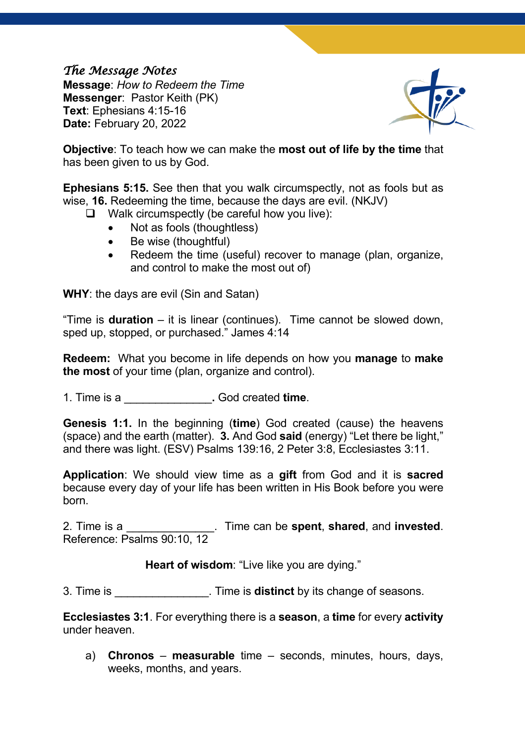# *The Message Notes*

**Message**: *How to Redeem the Time*
**Messenger**: Pastor Keith (PK)
**Text**: Ephesians 4:15-16
**Date:** February 20, 2022

**Objective**: To teach how we can make the **most out of life by the time** that has been given to us by God.

**Ephesians 5:15.** See then that you walk circumspectly, not as fools but as wise, **16.** Redeeming the time, because the days are evil. (NKJV)

- ❑ Walk circumspectly (be careful how you live):
  - Not as fools (thoughtless)
  - Be wise (thoughtful)
  - Redeem the time (useful) recover to manage (plan, organize, and control to make the most out of)

**WHY**: the days are evil (Sin and Satan)

"Time is **duration** – it is linear (continues). Time cannot be slowed down, sped up, stopped, or purchased." James 4:14

**Redeem:** What you become in life depends on how you **manage** to **make the most** of your time (plan, organize and control).

1. Time is a ______________**.** God created **time**.

**Genesis 1:1.** In the beginning (**time**) God created (cause) the heavens (space) and the earth (matter). **3.** And God **said** (energy) "Let there be light," and there was light. (ESV) Psalms 139:16, 2 Peter 3:8, Ecclesiastes 3:11.

**Application**: We should view time as a **gift** from God and it is **sacred** because every day of your life has been written in His Book before you were born.

2. Time is a ______________. Time can be **spent**, **shared**, and **invested**.
Reference: Psalms 90:10, 12

**Heart of wisdom**: "Live like you are dying."

3. Time is _______________. Time is **distinct** by its change of seasons.

**Ecclesiastes 3:1**. For everything there is a **season**, a **time** for every **activity** under heaven.

a) **Chronos** – **measurable** time – seconds, minutes, hours, days, weeks, months, and years.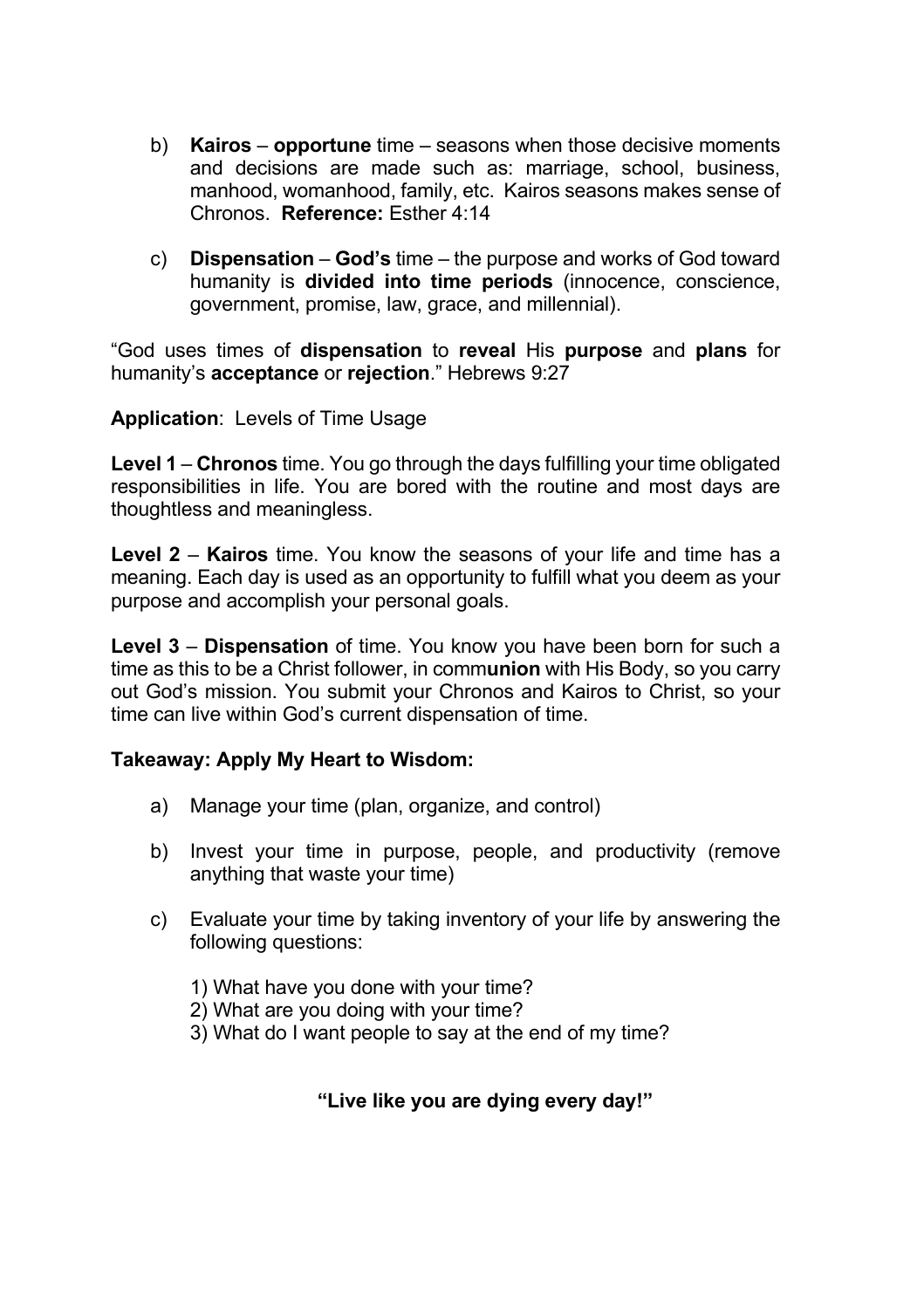b) **Kairos** – **opportune** time – seasons when those decisive moments and decisions are made such as: marriage, school, business, manhood, womanhood, family, etc. Kairos seasons makes sense of Chronos. **Reference:** Esther 4:14

c) **Dispensation** – **God's** time – the purpose and works of God toward humanity is **divided into time periods** (innocence, conscience, government, promise, law, grace, and millennial).

"God uses times of **dispensation** to **reveal** His **purpose** and **plans** for humanity's **acceptance** or **rejection**." Hebrews 9:27

**Application**: Levels of Time Usage

**Level 1** – **Chronos** time. You go through the days fulfilling your time obligated responsibilities in life. You are bored with the routine and most days are thoughtless and meaningless.

**Level 2** – **Kairos** time. You know the seasons of your life and time has a meaning. Each day is used as an opportunity to fulfill what you deem as your purpose and accomplish your personal goals.

**Level 3** – **Dispensation** of time. You know you have been born for such a time as this to be a Christ follower, in comm**union** with His Body, so you carry out God's mission. You submit your Chronos and Kairos to Christ, so your time can live within God's current dispensation of time.

**Takeaway: Apply My Heart to Wisdom:**

a) Manage your time (plan, organize, and control)

b) Invest your time in purpose, people, and productivity (remove anything that waste your time)

c) Evaluate your time by taking inventory of your life by answering the following questions:

   1) What have you done with your time?
   2) What are you doing with your time?
   3) What do I want people to say at the end of my time?

**"Live like you are dying every day!"**